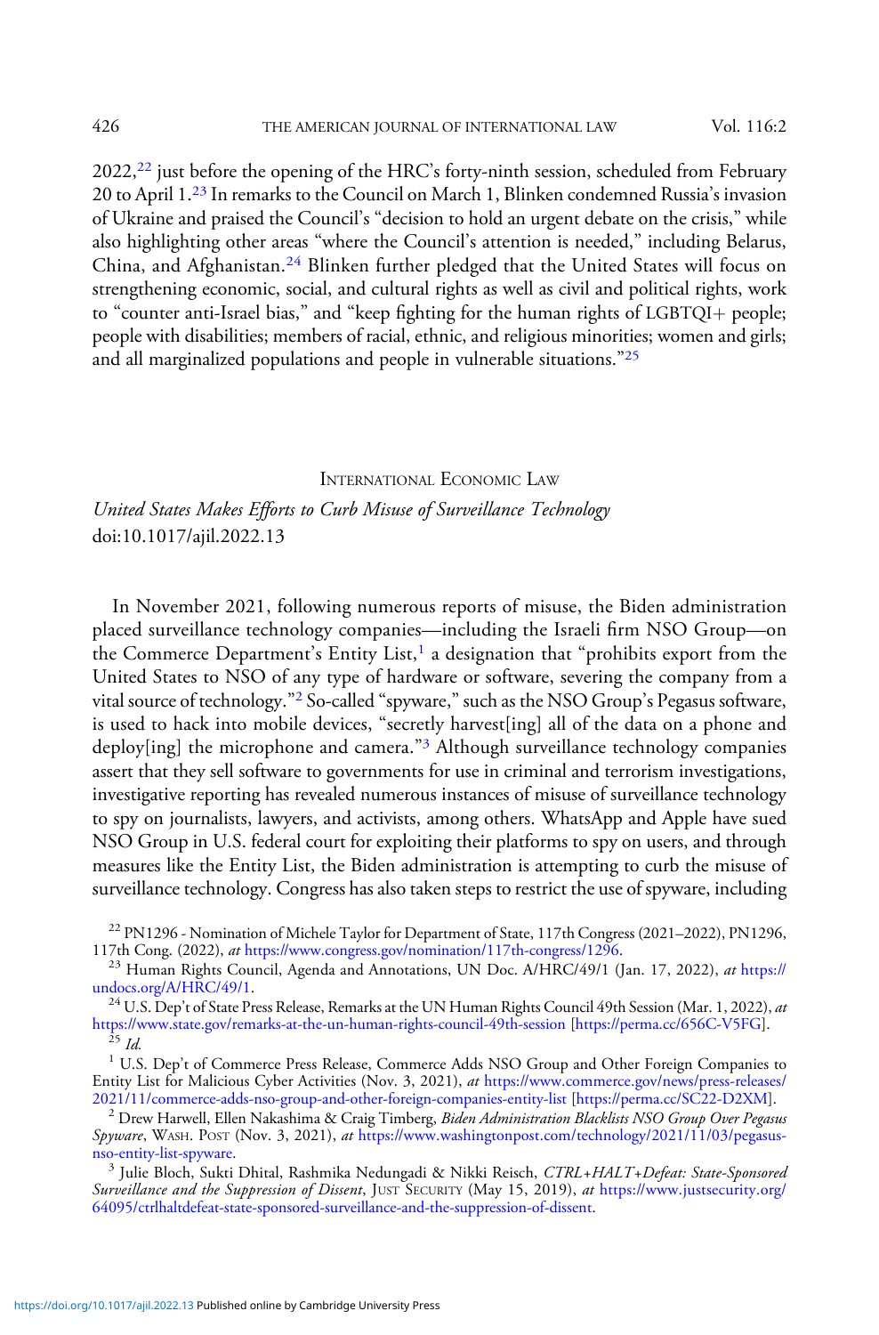2022,[22] just before the opening of the HRC's forty-ninth session, scheduled from February 20 to April 1.[23] In remarks to the Council on March 1, Blinken condemned Russia's invasion of Ukraine and praised the Council's "decision to hold an urgent debate on the crisis," while also highlighting other areas "where the Council's attention is needed," including Belarus, China, and Afghanistan.[24] Blinken further pledged that the United States will focus on strengthening economic, social, and cultural rights as well as civil and political rights, work to "counter anti-Israel bias," and "keep fighting for the human rights of LGBTQI+ people; people with disabilities; members of racial, ethnic, and religious minorities; women and girls; and all marginalized populations and people in vulnerable situations."[25]

## INTERNATIONAL ECONOMIC LAW

### *United States Makes Efforts to Curb Misuse of Surveillance Technology*

doi:10.1017/ajil.2022.13

In November 2021, following numerous reports of misuse, the Biden administration placed surveillance technology companies—including the Israeli firm NSO Group—on the Commerce Department's Entity List,[1] a designation that "prohibits export from the United States to NSO of any type of hardware or software, severing the company from a vital source of technology."[2] So-called "spyware," such as the NSO Group's Pegasus software, is used to hack into mobile devices, "secretly harvest[ing] all of the data on a phone and deploy[ing] the microphone and camera."[3] Although surveillance technology companies assert that they sell software to governments for use in criminal and terrorism investigations, investigative reporting has revealed numerous instances of misuse of surveillance technology to spy on journalists, lawyers, and activists, among others. WhatsApp and Apple have sued NSO Group in U.S. federal court for exploiting their platforms to spy on users, and through measures like the Entity List, the Biden administration is attempting to curb the misuse of surveillance technology. Congress has also taken steps to restrict the use of spyware, including

[22] PN1296 - Nomination of Michele Taylor for Department of State, 117th Congress (2021–2022), PN1296, 117th Cong. (2022), *at* https://www.congress.gov/nomination/117th-congress/1296.

[23] Human Rights Council, Agenda and Annotations, UN Doc. A/HRC/49/1 (Jan. 17, 2022), *at* https://undocs.org/A/HRC/49/1.

[24] U.S. Dep't of State Press Release, Remarks at the UN Human Rights Council 49th Session (Mar. 1, 2022), *at* https://www.state.gov/remarks-at-the-un-human-rights-council-49th-session [https://perma.cc/656C-V5FG].

[25] *Id.*

[1] U.S. Dep't of Commerce Press Release, Commerce Adds NSO Group and Other Foreign Companies to Entity List for Malicious Cyber Activities (Nov. 3, 2021), *at* https://www.commerce.gov/news/press-releases/2021/11/commerce-adds-nso-group-and-other-foreign-companies-entity-list [https://perma.cc/SC22-D2XM].

[2] Drew Harwell, Ellen Nakashima & Craig Timberg, *Biden Administration Blacklists NSO Group Over Pegasus Spyware*, WASH. POST (Nov. 3, 2021), *at* https://www.washingtonpost.com/technology/2021/11/03/pegasus-nso-entity-list-spyware.

[3] Julie Bloch, Sukti Dhital, Rashmika Nedungadi & Nikki Reisch, *CTRL+HALT+Defeat: State-Sponsored Surveillance and the Suppression of Dissent*, JUST SECURITY (May 15, 2019), *at* https://www.justsecurity.org/64095/ctrlhaltdefeat-state-sponsored-surveillance-and-the-suppression-of-dissent.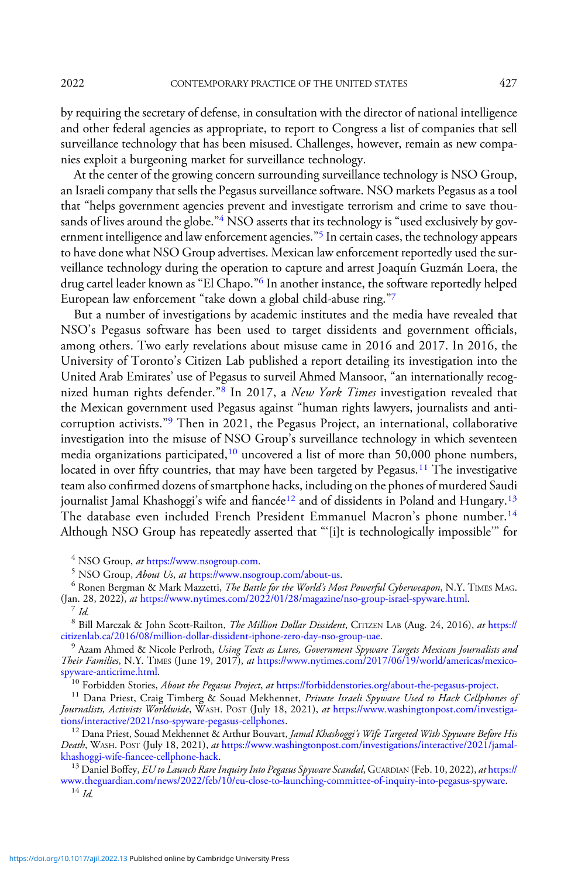by requiring the secretary of defense, in consultation with the director of national intelligence and other federal agencies as appropriate, to report to Congress a list of companies that sell surveillance technology that has been misused. Challenges, however, remain as new companies exploit a burgeoning market for surveillance technology.

At the center of the growing concern surrounding surveillance technology is NSO Group, an Israeli company that sells the Pegasus surveillance software. NSO markets Pegasus as a tool that "helps government agencies prevent and investigate terrorism and crime to save thousands of lives around the globe."[4] NSO asserts that its technology is "used exclusively by government intelligence and law enforcement agencies."[5] In certain cases, the technology appears to have done what NSO Group advertises. Mexican law enforcement reportedly used the surveillance technology during the operation to capture and arrest Joaquín Guzmán Loera, the drug cartel leader known as "El Chapo."[6] In another instance, the software reportedly helped European law enforcement "take down a global child-abuse ring."[7]

But a number of investigations by academic institutes and the media have revealed that NSO's Pegasus software has been used to target dissidents and government officials, among others. Two early revelations about misuse came in 2016 and 2017. In 2016, the University of Toronto's Citizen Lab published a report detailing its investigation into the United Arab Emirates' use of Pegasus to surveil Ahmed Mansoor, "an internationally recognized human rights defender."[8] In 2017, a *New York Times* investigation revealed that the Mexican government used Pegasus against "human rights lawyers, journalists and anticorruption activists."[9] Then in 2021, the Pegasus Project, an international, collaborative investigation into the misuse of NSO Group's surveillance technology in which seventeen media organizations participated,[10] uncovered a list of more than 50,000 phone numbers, located in over fifty countries, that may have been targeted by Pegasus.[11] The investigative team also confirmed dozens of smartphone hacks, including on the phones of murdered Saudi journalist Jamal Khashoggi's wife and fiancée[12] and of dissidents in Poland and Hungary.[13] The database even included French President Emmanuel Macron's phone number.[14] Although NSO Group has repeatedly asserted that "'[i]t is technologically impossible'" for

[4] NSO Group, *at* https://www.nsogroup.com.

[5] NSO Group, *About Us*, *at* https://www.nsogroup.com/about-us.

[6] Ronen Bergman & Mark Mazzetti, *The Battle for the World's Most Powerful Cyberweapon*, N.Y. Times Mag. (Jan. 28, 2022), *at* https://www.nytimes.com/2022/01/28/magazine/nso-group-israel-spyware.html.

[7] *Id.*

[8] Bill Marczak & John Scott-Railton, *The Million Dollar Dissident*, Citizen Lab (Aug. 24, 2016), *at* https://citizenlab.ca/2016/08/million-dollar-dissident-iphone-zero-day-nso-group-uae.

[9] Azam Ahmed & Nicole Perlroth, *Using Texts as Lures, Government Spyware Targets Mexican Journalists and Their Families*, N.Y. Times (June 19, 2017), *at* https://www.nytimes.com/2017/06/19/world/americas/mexico-spyware-anticrime.html.

[10] Forbidden Stories, *About the Pegasus Project*, *at* https://forbiddenstories.org/about-the-pegasus-project.

[11] Dana Priest, Craig Timberg & Souad Mekhennet, *Private Israeli Spyware Used to Hack Cellphones of Journalists, Activists Worldwide*, Wash. Post (July 18, 2021), *at* https://www.washingtonpost.com/investigations/interactive/2021/nso-spyware-pegasus-cellphones.

[12] Dana Priest, Souad Mekhennet & Arthur Bouvart, *Jamal Khashoggi's Wife Targeted With Spyware Before His Death*, Wash. Post (July 18, 2021), *at* https://www.washingtonpost.com/investigations/interactive/2021/jamal-khashoggi-wife-fiancee-cellphone-hack.

[13] Daniel Boffey, *EU to Launch Rare Inquiry Into Pegasus Spyware Scandal*, Guardian (Feb. 10, 2022), *at* https://www.theguardian.com/news/2022/feb/10/eu-close-to-launching-committee-of-inquiry-into-pegasus-spyware.

[14] *Id.*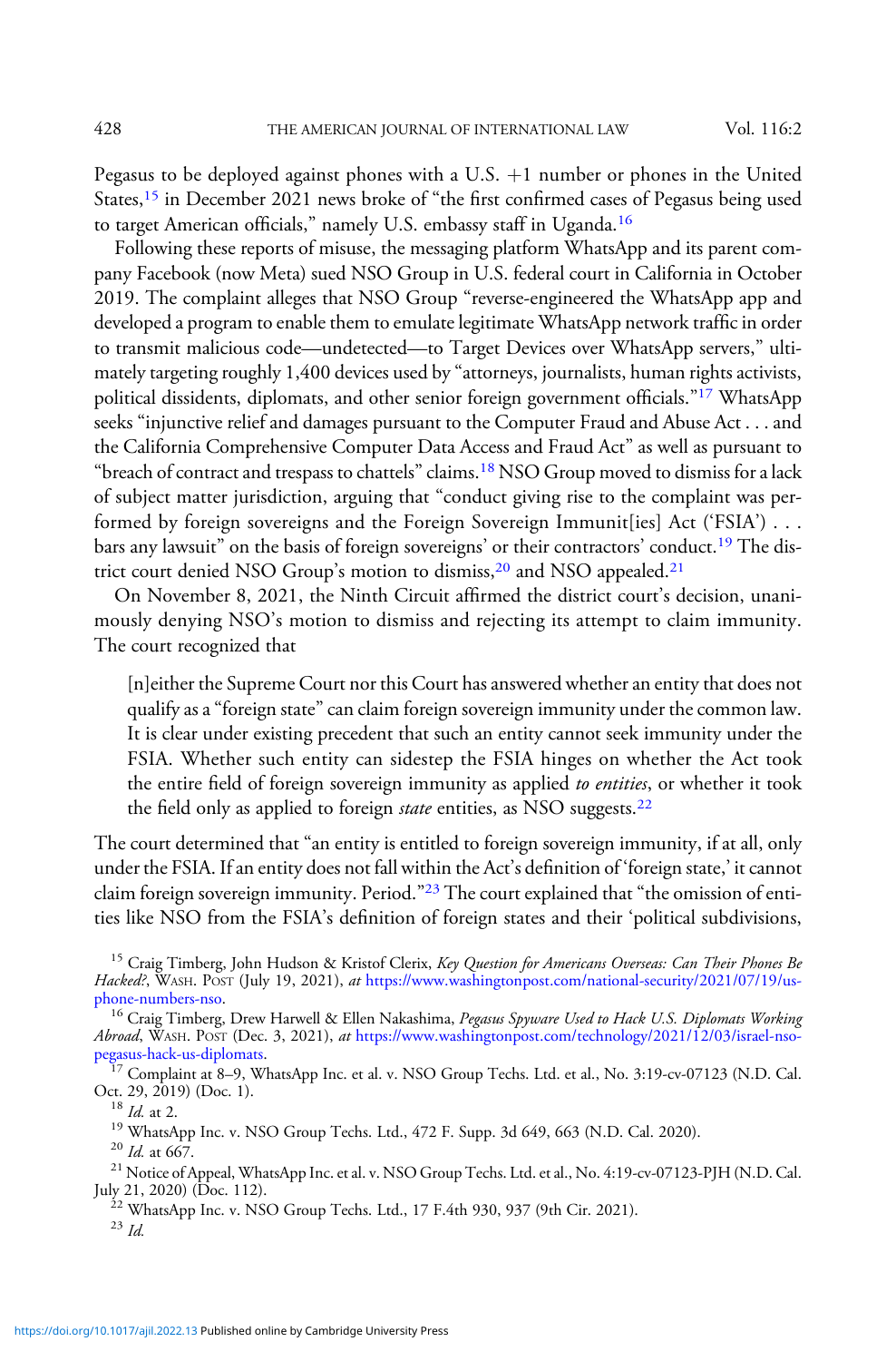Pegasus to be deployed against phones with a U.S. +1 number or phones in the United States,[15] in December 2021 news broke of "the first confirmed cases of Pegasus being used to target American officials," namely U.S. embassy staff in Uganda.[16]

Following these reports of misuse, the messaging platform WhatsApp and its parent company Facebook (now Meta) sued NSO Group in U.S. federal court in California in October 2019. The complaint alleges that NSO Group "reverse-engineered the WhatsApp app and developed a program to enable them to emulate legitimate WhatsApp network traffic in order to transmit malicious code—undetected—to Target Devices over WhatsApp servers," ultimately targeting roughly 1,400 devices used by "attorneys, journalists, human rights activists, political dissidents, diplomats, and other senior foreign government officials."[17] WhatsApp seeks "injunctive relief and damages pursuant to the Computer Fraud and Abuse Act . . . and the California Comprehensive Computer Data Access and Fraud Act" as well as pursuant to "breach of contract and trespass to chattels" claims.[18] NSO Group moved to dismiss for a lack of subject matter jurisdiction, arguing that "conduct giving rise to the complaint was performed by foreign sovereigns and the Foreign Sovereign Immunit[ies] Act ('FSIA') . . . bars any lawsuit" on the basis of foreign sovereigns' or their contractors' conduct.[19] The district court denied NSO Group's motion to dismiss,[20] and NSO appealed.[21]

On November 8, 2021, the Ninth Circuit affirmed the district court's decision, unanimously denying NSO's motion to dismiss and rejecting its attempt to claim immunity. The court recognized that

> [n]either the Supreme Court nor this Court has answered whether an entity that does not qualify as a "foreign state" can claim foreign sovereign immunity under the common law. It is clear under existing precedent that such an entity cannot seek immunity under the FSIA. Whether such entity can sidestep the FSIA hinges on whether the Act took the entire field of foreign sovereign immunity as applied *to entities*, or whether it took the field only as applied to foreign *state* entities, as NSO suggests.[22]

The court determined that "an entity is entitled to foreign sovereign immunity, if at all, only under the FSIA. If an entity does not fall within the Act's definition of 'foreign state,' it cannot claim foreign sovereign immunity. Period."[23] The court explained that "the omission of entities like NSO from the FSIA's definition of foreign states and their 'political subdivisions,

---

[15] Craig Timberg, John Hudson & Kristof Clerix, *Key Question for Americans Overseas: Can Their Phones Be Hacked?*, WASH. POST (July 19, 2021), *at* https://www.washingtonpost.com/national-security/2021/07/19/us-phone-numbers-nso.

[16] Craig Timberg, Drew Harwell & Ellen Nakashima, *Pegasus Spyware Used to Hack U.S. Diplomats Working Abroad*, WASH. POST (Dec. 3, 2021), *at* https://www.washingtonpost.com/technology/2021/12/03/israel-nso-pegasus-hack-us-diplomats.

[17] Complaint at 8–9, WhatsApp Inc. et al. v. NSO Group Techs. Ltd. et al., No. 3:19-cv-07123 (N.D. Cal. Oct. 29, 2019) (Doc. 1).

[18] *Id.* at 2.

[19] WhatsApp Inc. v. NSO Group Techs. Ltd., 472 F. Supp. 3d 649, 663 (N.D. Cal. 2020).

[20] *Id.* at 667.

[21] Notice of Appeal, WhatsApp Inc. et al. v. NSO Group Techs. Ltd. et al., No. 4:19-cv-07123-PJH (N.D. Cal. July 21, 2020) (Doc. 112).

[22] WhatsApp Inc. v. NSO Group Techs. Ltd., 17 F.4th 930, 937 (9th Cir. 2021).

[23] *Id.*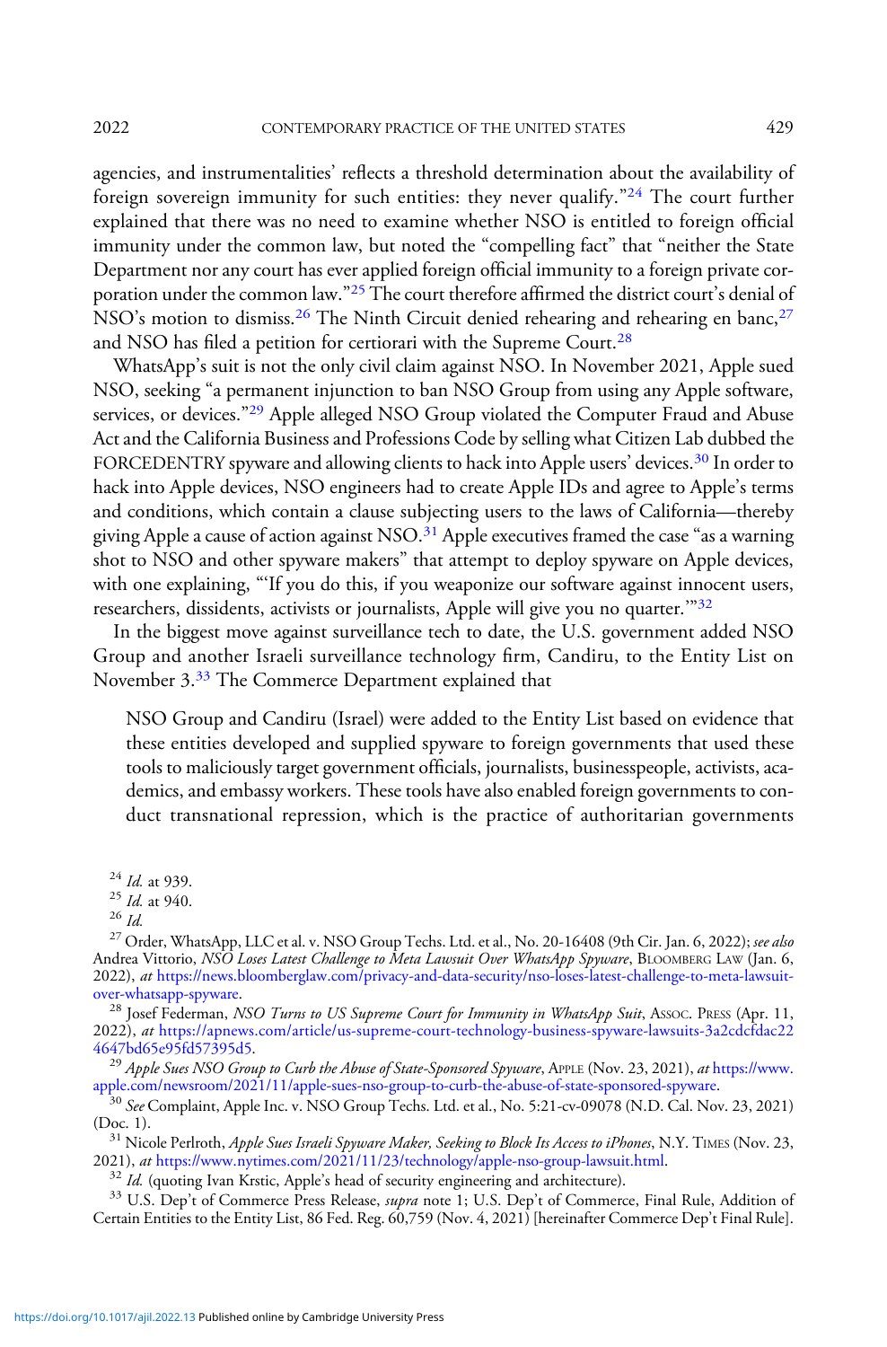agencies, and instrumentalities' reflects a threshold determination about the availability of foreign sovereign immunity for such entities: they never qualify."[24] The court further explained that there was no need to examine whether NSO is entitled to foreign official immunity under the common law, but noted the "compelling fact" that "neither the State Department nor any court has ever applied foreign official immunity to a foreign private corporation under the common law."[25] The court therefore affirmed the district court's denial of NSO's motion to dismiss.[26] The Ninth Circuit denied rehearing and rehearing en banc,[27] and NSO has filed a petition for certiorari with the Supreme Court.[28]

WhatsApp's suit is not the only civil claim against NSO. In November 2021, Apple sued NSO, seeking "a permanent injunction to ban NSO Group from using any Apple software, services, or devices."[29] Apple alleged NSO Group violated the Computer Fraud and Abuse Act and the California Business and Professions Code by selling what Citizen Lab dubbed the FORCEDENTRY spyware and allowing clients to hack into Apple users' devices.[30] In order to hack into Apple devices, NSO engineers had to create Apple IDs and agree to Apple's terms and conditions, which contain a clause subjecting users to the laws of California—thereby giving Apple a cause of action against NSO.[31] Apple executives framed the case "as a warning shot to NSO and other spyware makers" that attempt to deploy spyware on Apple devices, with one explaining, "'If you do this, if you weaponize our software against innocent users, researchers, dissidents, activists or journalists, Apple will give you no quarter.'"[32]

In the biggest move against surveillance tech to date, the U.S. government added NSO Group and another Israeli surveillance technology firm, Candiru, to the Entity List on November 3.[33] The Commerce Department explained that

> NSO Group and Candiru (Israel) were added to the Entity List based on evidence that these entities developed and supplied spyware to foreign governments that used these tools to maliciously target government officials, journalists, businesspeople, activists, academics, and embassy workers. These tools have also enabled foreign governments to conduct transnational repression, which is the practice of authoritarian governments

[24] *Id.* at 939.

[25] *Id.* at 940.

[26] *Id.*

[27] Order, WhatsApp, LLC et al. v. NSO Group Techs. Ltd. et al., No. 20-16408 (9th Cir. Jan. 6, 2022); *see also* Andrea Vittorio, *NSO Loses Latest Challenge to Meta Lawsuit Over WhatsApp Spyware*, BLOOMBERG LAW (Jan. 6, 2022), *at* https://news.bloomberglaw.com/privacy-and-data-security/nso-loses-latest-challenge-to-meta-lawsuit-over-whatsapp-spyware.

[28] Josef Federman, *NSO Turns to US Supreme Court for Immunity in WhatsApp Suit*, ASSOC. PRESS (Apr. 11, 2022), *at* https://apnews.com/article/us-supreme-court-technology-business-spyware-lawsuits-3a2cdcfdac224647bd65e95fd57395d5.

[29] *Apple Sues NSO Group to Curb the Abuse of State-Sponsored Spyware*, APPLE (Nov. 23, 2021), *at* https://www.apple.com/newsroom/2021/11/apple-sues-nso-group-to-curb-the-abuse-of-state-sponsored-spyware.

[30] *See* Complaint, Apple Inc. v. NSO Group Techs. Ltd. et al., No. 5:21-cv-09078 (N.D. Cal. Nov. 23, 2021) (Doc. 1).

[31] Nicole Perlroth, *Apple Sues Israeli Spyware Maker, Seeking to Block Its Access to iPhones*, N.Y. TIMES (Nov. 23, 2021), *at* https://www.nytimes.com/2021/11/23/technology/apple-nso-group-lawsuit.html.

[32] *Id.* (quoting Ivan Krstic, Apple's head of security engineering and architecture).

[33] U.S. Dep't of Commerce Press Release, *supra* note 1; U.S. Dep't of Commerce, Final Rule, Addition of Certain Entities to the Entity List, 86 Fed. Reg. 60,759 (Nov. 4, 2021) [hereinafter Commerce Dep't Final Rule].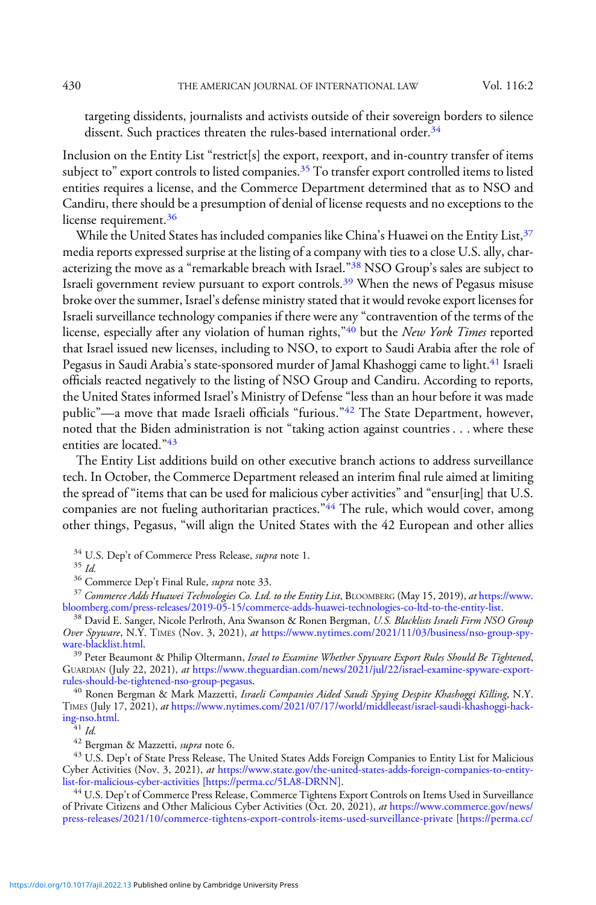targeting dissidents, journalists and activists outside of their sovereign borders to silence dissent. Such practices threaten the rules-based international order.[34]

Inclusion on the Entity List "restrict[s] the export, reexport, and in-country transfer of items subject to" export controls to listed companies.[35] To transfer export controlled items to listed entities requires a license, and the Commerce Department determined that as to NSO and Candiru, there should be a presumption of denial of license requests and no exceptions to the license requirement.[36]

While the United States has included companies like China's Huawei on the Entity List,[37] media reports expressed surprise at the listing of a company with ties to a close U.S. ally, characterizing the move as a "remarkable breach with Israel."[38] NSO Group's sales are subject to Israeli government review pursuant to export controls.[39] When the news of Pegasus misuse broke over the summer, Israel's defense ministry stated that it would revoke export licenses for Israeli surveillance technology companies if there were any "contravention of the terms of the license, especially after any violation of human rights,"[40] but the *New York Times* reported that Israel issued new licenses, including to NSO, to export to Saudi Arabia after the role of Pegasus in Saudi Arabia's state-sponsored murder of Jamal Khashoggi came to light.[41] Israeli officials reacted negatively to the listing of NSO Group and Candiru. According to reports, the United States informed Israel's Ministry of Defense "less than an hour before it was made public"—a move that made Israeli officials "furious."[42] The State Department, however, noted that the Biden administration is not "taking action against countries . . . where these entities are located."[43]

The Entity List additions build on other executive branch actions to address surveillance tech. In October, the Commerce Department released an interim final rule aimed at limiting the spread of "items that can be used for malicious cyber activities" and "ensur[ing] that U.S. companies are not fueling authoritarian practices."[44] The rule, which would cover, among other things, Pegasus, "will align the United States with the 42 European and other allies

[34] U.S. Dep't of Commerce Press Release, *supra* note 1.

[35] *Id.*

[36] Commerce Dep't Final Rule, *supra* note 33.

[37] *Commerce Adds Huawei Technologies Co. Ltd. to the Entity List*, BLOOMBERG (May 15, 2019), *at* https://www.bloomberg.com/press-releases/2019-05-15/commerce-adds-huawei-technologies-co-ltd-to-the-entity-list.

[38] David E. Sanger, Nicole Perlroth, Ana Swanson & Ronen Bergman, *U.S. Blacklists Israeli Firm NSO Group Over Spyware*, N.Y. TIMES (Nov. 3, 2021), *at* https://www.nytimes.com/2021/11/03/business/nso-group-spyware-blacklist.html.

[39] Peter Beaumont & Philip Oltermann, *Israel to Examine Whether Spyware Export Rules Should Be Tightened*, GUARDIAN (July 22, 2021), *at* https://www.theguardian.com/news/2021/jul/22/israel-examine-spyware-export-rules-should-be-tightened-nso-group-pegasus.

[40] Ronen Bergman & Mark Mazzetti, *Israeli Companies Aided Saudi Spying Despite Khashoggi Killing*, N.Y. TIMES (July 17, 2021), *at* https://www.nytimes.com/2021/07/17/world/middleeast/israel-saudi-khashoggi-hacking-nso.html.

[41] *Id.*

[42] Bergman & Mazzetti, *supra* note 6.

[43] U.S. Dep't of State Press Release, The United States Adds Foreign Companies to Entity List for Malicious Cyber Activities (Nov. 3, 2021), *at* https://www.state.gov/the-united-states-adds-foreign-companies-to-entity-list-for-malicious-cyber-activities [https://perma.cc/5LA8-DRNN].

[44] U.S. Dep't of Commerce Press Release, Commerce Tightens Export Controls on Items Used in Surveillance of Private Citizens and Other Malicious Cyber Activities (Oct. 20, 2021), *at* https://www.commerce.gov/news/press-releases/2021/10/commerce-tightens-export-controls-items-used-surveillance-private [https://perma.cc/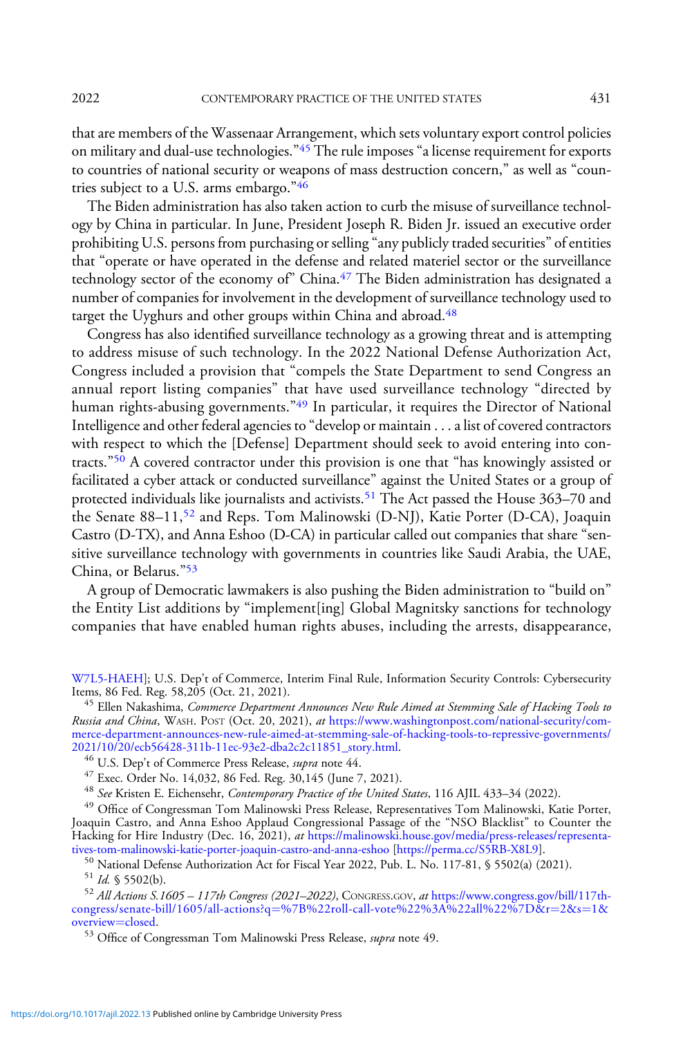that are members of the Wassenaar Arrangement, which sets voluntary export control policies on military and dual-use technologies."[45] The rule imposes "a license requirement for exports to countries of national security or weapons of mass destruction concern," as well as "countries subject to a U.S. arms embargo."[46]

The Biden administration has also taken action to curb the misuse of surveillance technology by China in particular. In June, President Joseph R. Biden Jr. issued an executive order prohibiting U.S. persons from purchasing or selling "any publicly traded securities" of entities that "operate or have operated in the defense and related materiel sector or the surveillance technology sector of the economy of" China.[47] The Biden administration has designated a number of companies for involvement in the development of surveillance technology used to target the Uyghurs and other groups within China and abroad.[48]

Congress has also identified surveillance technology as a growing threat and is attempting to address misuse of such technology. In the 2022 National Defense Authorization Act, Congress included a provision that "compels the State Department to send Congress an annual report listing companies" that have used surveillance technology "directed by human rights-abusing governments."[49] In particular, it requires the Director of National Intelligence and other federal agencies to "develop or maintain . . . a list of covered contractors with respect to which the [Defense] Department should seek to avoid entering into contracts."[50] A covered contractor under this provision is one that "has knowingly assisted or facilitated a cyber attack or conducted surveillance" against the United States or a group of protected individuals like journalists and activists.[51] The Act passed the House 363–70 and the Senate 88–11,[52] and Reps. Tom Malinowski (D-NJ), Katie Porter (D-CA), Joaquin Castro (D-TX), and Anna Eshoo (D-CA) in particular called out companies that share "sensitive surveillance technology with governments in countries like Saudi Arabia, the UAE, China, or Belarus."[53]

A group of Democratic lawmakers is also pushing the Biden administration to "build on" the Entity List additions by "implement[ing] Global Magnitsky sanctions for technology companies that have enabled human rights abuses, including the arrests, disappearance,

---

W7L5-HAEH]; U.S. Dep't of Commerce, Interim Final Rule, Information Security Controls: Cybersecurity Items, 86 Fed. Reg. 58,205 (Oct. 21, 2021).

[45] Ellen Nakashima, *Commerce Department Announces New Rule Aimed at Stemming Sale of Hacking Tools to Russia and China*, WASH. POST (Oct. 20, 2021), *at* https://www.washingtonpost.com/national-security/commerce-department-announces-new-rule-aimed-at-stemming-sale-of-hacking-tools-to-repressive-governments/2021/10/20/ecb56428-311b-11ec-93e2-dba2c2c11851_story.html.

[46] U.S. Dep't of Commerce Press Release, *supra* note 44.

[47] Exec. Order No. 14,032, 86 Fed. Reg. 30,145 (June 7, 2021).

[48] *See* Kristen E. Eichensehr, *Contemporary Practice of the United States*, 116 AJIL 433–34 (2022).

[49] Office of Congressman Tom Malinowski Press Release, Representatives Tom Malinowski, Katie Porter, Joaquin Castro, and Anna Eshoo Applaud Congressional Passage of the "NSO Blacklist" to Counter the Hacking for Hire Industry (Dec. 16, 2021), *at* https://malinowski.house.gov/media/press-releases/representatives-tom-malinowski-katie-porter-joaquin-castro-and-anna-eshoo [https://perma.cc/S5RB-X8L9].

[50] National Defense Authorization Act for Fiscal Year 2022, Pub. L. No. 117-81, § 5502(a) (2021).

[51] *Id.* § 5502(b).

[52] *All Actions S.1605 – 117th Congress (2021–2022)*, CONGRESS.GOV, *at* https://www.congress.gov/bill/117th-congress/senate-bill/1605/all-actions?q=%7B%22roll-call-vote%22%3A%22all%22%7D&r=2&s=1&overview=closed.

[53] Office of Congressman Tom Malinowski Press Release, *supra* note 49.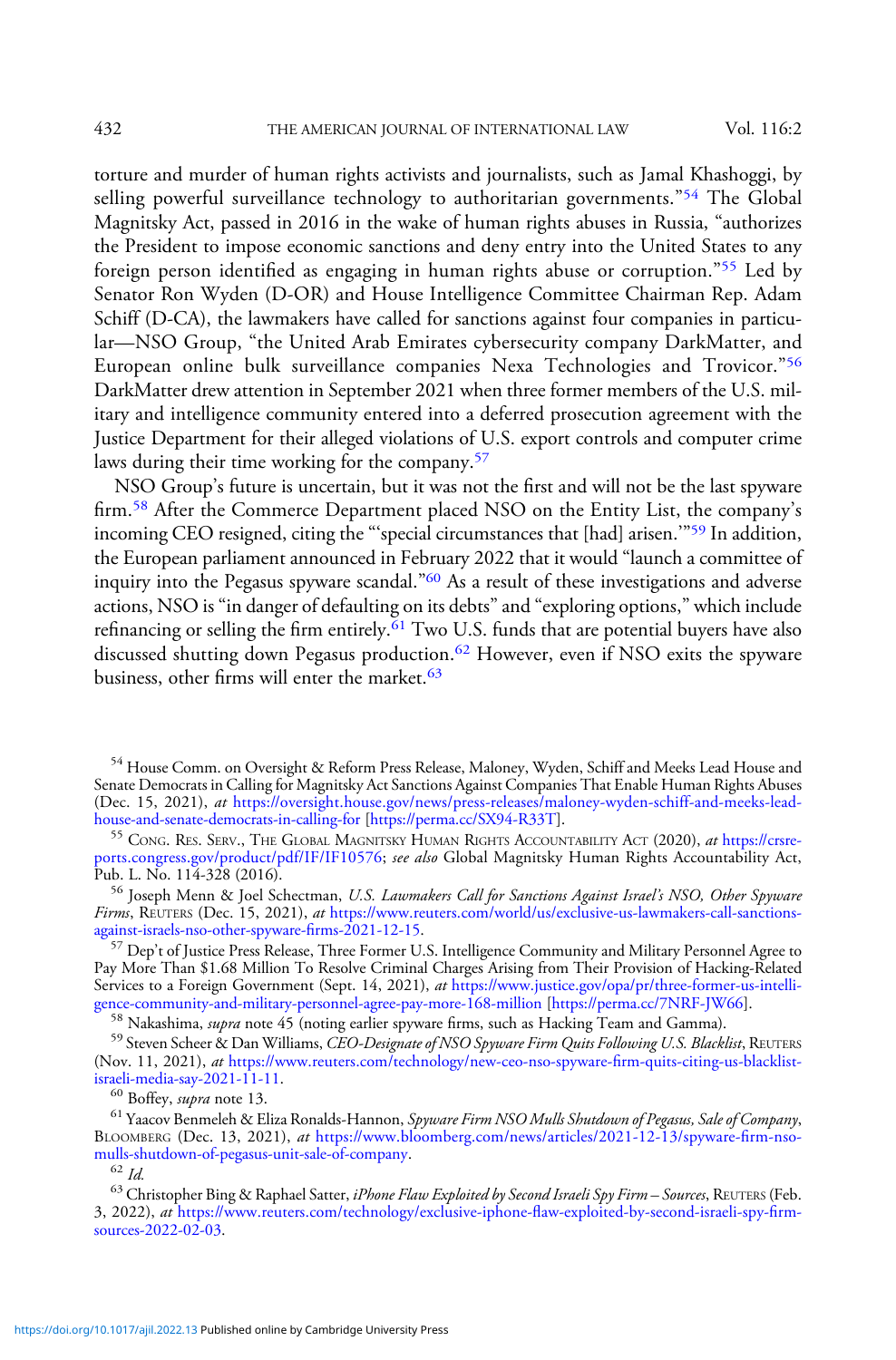torture and murder of human rights activists and journalists, such as Jamal Khashoggi, by selling powerful surveillance technology to authoritarian governments."[54] The Global Magnitsky Act, passed in 2016 in the wake of human rights abuses in Russia, "authorizes the President to impose economic sanctions and deny entry into the United States to any foreign person identified as engaging in human rights abuse or corruption."[55] Led by Senator Ron Wyden (D-OR) and House Intelligence Committee Chairman Rep. Adam Schiff (D-CA), the lawmakers have called for sanctions against four companies in particular—NSO Group, "the United Arab Emirates cybersecurity company DarkMatter, and European online bulk surveillance companies Nexa Technologies and Trovicor."[56] DarkMatter drew attention in September 2021 when three former members of the U.S. military and intelligence community entered into a deferred prosecution agreement with the Justice Department for their alleged violations of U.S. export controls and computer crime laws during their time working for the company.[57]

NSO Group's future is uncertain, but it was not the first and will not be the last spyware firm.[58] After the Commerce Department placed NSO on the Entity List, the company's incoming CEO resigned, citing the "'special circumstances that [had] arisen.'"[59] In addition, the European parliament announced in February 2022 that it would "launch a committee of inquiry into the Pegasus spyware scandal."[60] As a result of these investigations and adverse actions, NSO is "in danger of defaulting on its debts" and "exploring options," which include refinancing or selling the firm entirely.[61] Two U.S. funds that are potential buyers have also discussed shutting down Pegasus production.[62] However, even if NSO exits the spyware business, other firms will enter the market.[63]

[54] House Comm. on Oversight & Reform Press Release, Maloney, Wyden, Schiff and Meeks Lead House and Senate Democrats in Calling for Magnitsky Act Sanctions Against Companies That Enable Human Rights Abuses (Dec. 15, 2021), *at* https://oversight.house.gov/news/press-releases/maloney-wyden-schiff-and-meeks-lead-house-and-senate-democrats-in-calling-for [https://perma.cc/SX94-R33T].

[55] CONG. RES. SERV., THE GLOBAL MAGNITSKY HUMAN RIGHTS ACCOUNTABILITY ACT (2020), *at* https://crsreports.congress.gov/product/pdf/IF/IF10576; *see also* Global Magnitsky Human Rights Accountability Act, Pub. L. No. 114-328 (2016).

[56] Joseph Menn & Joel Schectman, *U.S. Lawmakers Call for Sanctions Against Israel's NSO, Other Spyware Firms*, REUTERS (Dec. 15, 2021), *at* https://www.reuters.com/world/us/exclusive-us-lawmakers-call-sanctions-against-israels-nso-other-spyware-firms-2021-12-15.

[57] Dep't of Justice Press Release, Three Former U.S. Intelligence Community and Military Personnel Agree to Pay More Than $1.68 Million To Resolve Criminal Charges Arising from Their Provision of Hacking-Related Services to a Foreign Government (Sept. 14, 2021), *at* https://www.justice.gov/opa/pr/three-former-us-intelligence-community-and-military-personnel-agree-pay-more-168-million [https://perma.cc/7NRF-JW66].

[58] Nakashima, *supra* note 45 (noting earlier spyware firms, such as Hacking Team and Gamma).

[59] Steven Scheer & Dan Williams, *CEO-Designate of NSO Spyware Firm Quits Following U.S. Blacklist*, REUTERS (Nov. 11, 2021), *at* https://www.reuters.com/technology/new-ceo-nso-spyware-firm-quits-citing-us-blacklist-israeli-media-say-2021-11-11.

[60] Boffey, *supra* note 13.

[61] Yaacov Benmeleh & Eliza Ronalds-Hannon, *Spyware Firm NSO Mulls Shutdown of Pegasus, Sale of Company*, BLOOMBERG (Dec. 13, 2021), *at* https://www.bloomberg.com/news/articles/2021-12-13/spyware-firm-nso-mulls-shutdown-of-pegasus-unit-sale-of-company.

[62] *Id.*

[63] Christopher Bing & Raphael Satter, *iPhone Flaw Exploited by Second Israeli Spy Firm – Sources*, REUTERS (Feb. 3, 2022), *at* https://www.reuters.com/technology/exclusive-iphone-flaw-exploited-by-second-israeli-spy-firm-sources-2022-02-03.